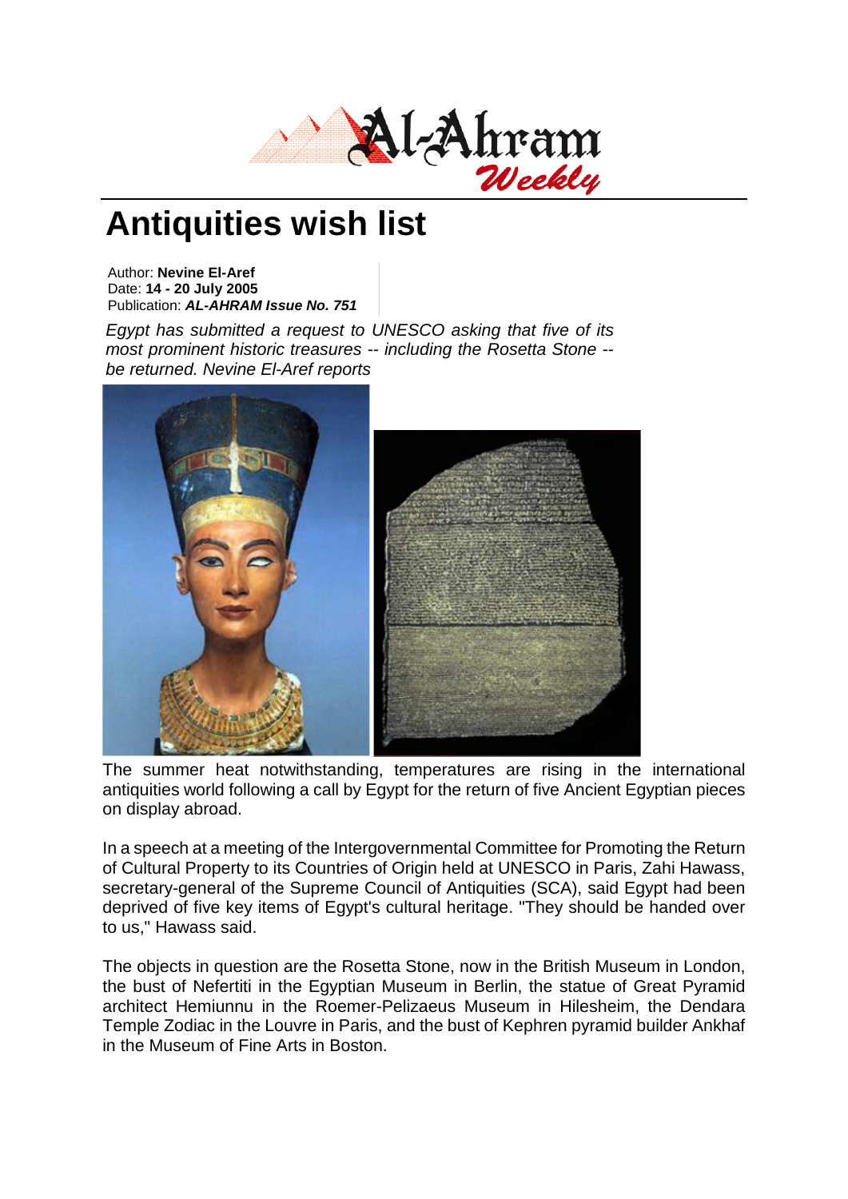# Antiquities wish list

Author: **Nevine El-Aref**
Date: **14 - 20 July 2005**
Publication: ***AL-AHRAM Issue No. 751***

*Egypt has submitted a request to UNESCO asking that five of its most prominent historic treasures -- including the Rosetta Stone -- be returned. Nevine El-Aref reports*

The summer heat notwithstanding, temperatures are rising in the international antiquities world following a call by Egypt for the return of five Ancient Egyptian pieces on display abroad.

In a speech at a meeting of the Intergovernmental Committee for Promoting the Return of Cultural Property to its Countries of Origin held at UNESCO in Paris, Zahi Hawass, secretary-general of the Supreme Council of Antiquities (SCA), said Egypt had been deprived of five key items of Egypt's cultural heritage. "They should be handed over to us," Hawass said.

The objects in question are the Rosetta Stone, now in the British Museum in London, the bust of Nefertiti in the Egyptian Museum in Berlin, the statue of Great Pyramid architect Hemiunnu in the Roemer-Pelizaeus Museum in Hilesheim, the Dendara Temple Zodiac in the Louvre in Paris, and the bust of Kephren pyramid builder Ankhaf in the Museum of Fine Arts in Boston.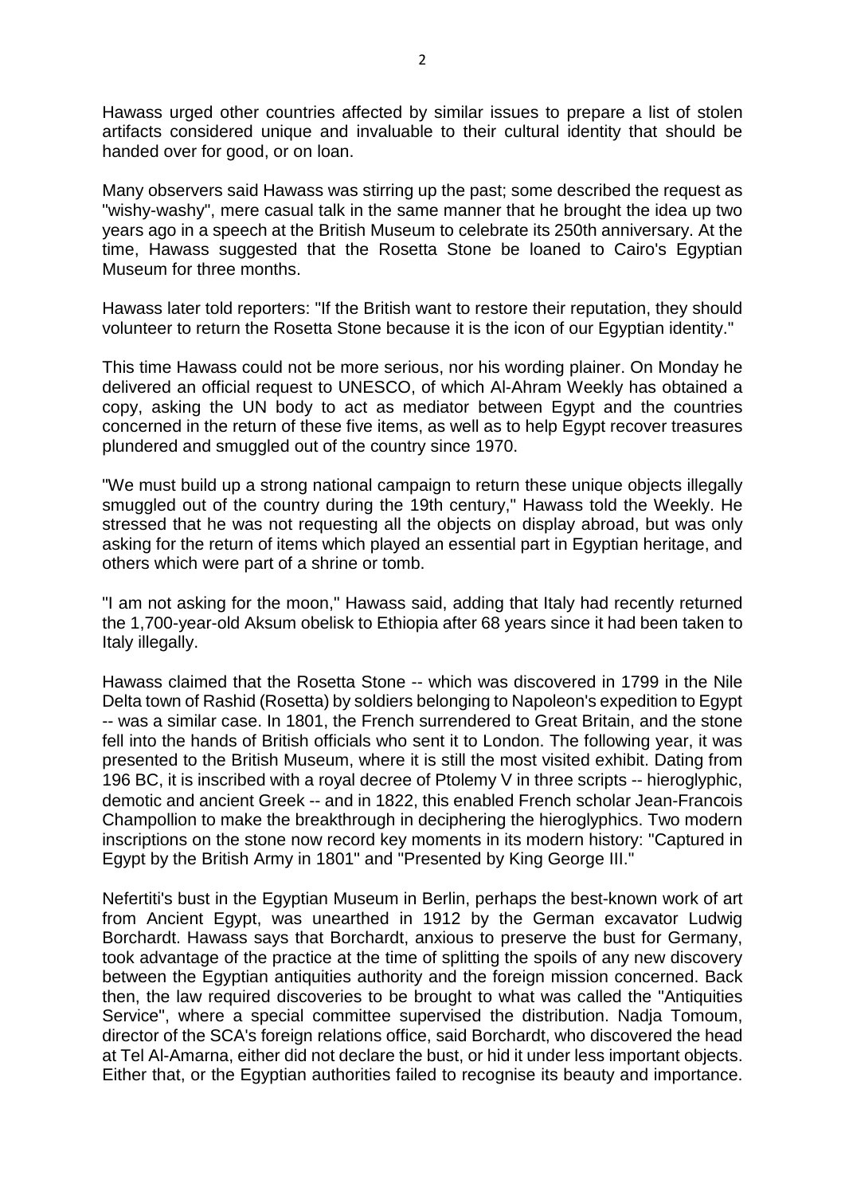Hawass urged other countries affected by similar issues to prepare a list of stolen artifacts considered unique and invaluable to their cultural identity that should be handed over for good, or on loan.

Many observers said Hawass was stirring up the past; some described the request as "wishy-washy", mere casual talk in the same manner that he brought the idea up two years ago in a speech at the British Museum to celebrate its 250th anniversary. At the time, Hawass suggested that the Rosetta Stone be loaned to Cairo's Egyptian Museum for three months.

Hawass later told reporters: "If the British want to restore their reputation, they should volunteer to return the Rosetta Stone because it is the icon of our Egyptian identity."

This time Hawass could not be more serious, nor his wording plainer. On Monday he delivered an official request to UNESCO, of which Al-Ahram Weekly has obtained a copy, asking the UN body to act as mediator between Egypt and the countries concerned in the return of these five items, as well as to help Egypt recover treasures plundered and smuggled out of the country since 1970.

"We must build up a strong national campaign to return these unique objects illegally smuggled out of the country during the 19th century," Hawass told the Weekly. He stressed that he was not requesting all the objects on display abroad, but was only asking for the return of items which played an essential part in Egyptian heritage, and others which were part of a shrine or tomb.

"I am not asking for the moon," Hawass said, adding that Italy had recently returned the 1,700-year-old Aksum obelisk to Ethiopia after 68 years since it had been taken to Italy illegally.

Hawass claimed that the Rosetta Stone -- which was discovered in 1799 in the Nile Delta town of Rashid (Rosetta) by soldiers belonging to Napoleon's expedition to Egypt -- was a similar case. In 1801, the French surrendered to Great Britain, and the stone fell into the hands of British officials who sent it to London. The following year, it was presented to the British Museum, where it is still the most visited exhibit. Dating from 196 BC, it is inscribed with a royal decree of Ptolemy V in three scripts -- hieroglyphic, demotic and ancient Greek -- and in 1822, this enabled French scholar Jean-Francois Champollion to make the breakthrough in deciphering the hieroglyphics. Two modern inscriptions on the stone now record key moments in its modern history: "Captured in Egypt by the British Army in 1801" and "Presented by King George III."

Nefertiti's bust in the Egyptian Museum in Berlin, perhaps the best-known work of art from Ancient Egypt, was unearthed in 1912 by the German excavator Ludwig Borchardt. Hawass says that Borchardt, anxious to preserve the bust for Germany, took advantage of the practice at the time of splitting the spoils of any new discovery between the Egyptian antiquities authority and the foreign mission concerned. Back then, the law required discoveries to be brought to what was called the "Antiquities Service", where a special committee supervised the distribution. Nadja Tomoum, director of the SCA's foreign relations office, said Borchardt, who discovered the head at Tel Al-Amarna, either did not declare the bust, or hid it under less important objects. Either that, or the Egyptian authorities failed to recognise its beauty and importance.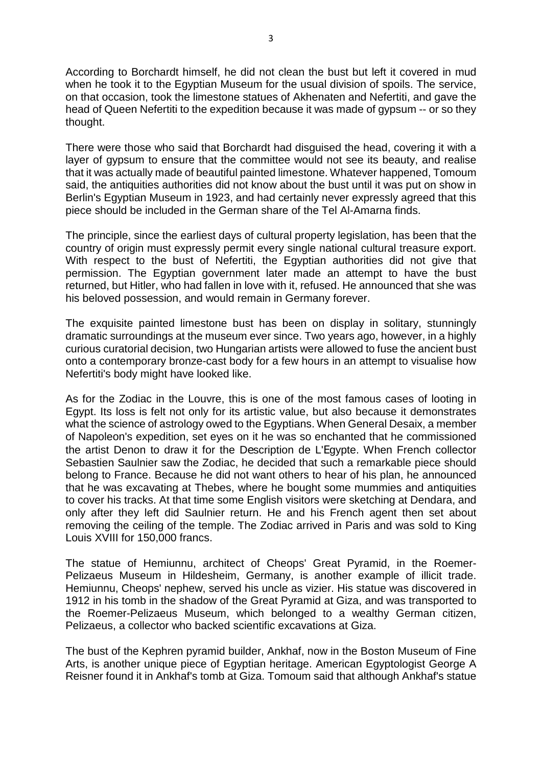According to Borchardt himself, he did not clean the bust but left it covered in mud when he took it to the Egyptian Museum for the usual division of spoils. The service, on that occasion, took the limestone statues of Akhenaten and Nefertiti, and gave the head of Queen Nefertiti to the expedition because it was made of gypsum -- or so they thought.

There were those who said that Borchardt had disguised the head, covering it with a layer of gypsum to ensure that the committee would not see its beauty, and realise that it was actually made of beautiful painted limestone. Whatever happened, Tomoum said, the antiquities authorities did not know about the bust until it was put on show in Berlin's Egyptian Museum in 1923, and had certainly never expressly agreed that this piece should be included in the German share of the Tel Al-Amarna finds.

The principle, since the earliest days of cultural property legislation, has been that the country of origin must expressly permit every single national cultural treasure export. With respect to the bust of Nefertiti, the Egyptian authorities did not give that permission. The Egyptian government later made an attempt to have the bust returned, but Hitler, who had fallen in love with it, refused. He announced that she was his beloved possession, and would remain in Germany forever.

The exquisite painted limestone bust has been on display in solitary, stunningly dramatic surroundings at the museum ever since. Two years ago, however, in a highly curious curatorial decision, two Hungarian artists were allowed to fuse the ancient bust onto a contemporary bronze-cast body for a few hours in an attempt to visualise how Nefertiti's body might have looked like.

As for the Zodiac in the Louvre, this is one of the most famous cases of looting in Egypt. Its loss is felt not only for its artistic value, but also because it demonstrates what the science of astrology owed to the Egyptians. When General Desaix, a member of Napoleon's expedition, set eyes on it he was so enchanted that he commissioned the artist Denon to draw it for the Description de L'Egypte. When French collector Sebastien Saulnier saw the Zodiac, he decided that such a remarkable piece should belong to France. Because he did not want others to hear of his plan, he announced that he was excavating at Thebes, where he bought some mummies and antiquities to cover his tracks. At that time some English visitors were sketching at Dendara, and only after they left did Saulnier return. He and his French agent then set about removing the ceiling of the temple. The Zodiac arrived in Paris and was sold to King Louis XVIII for 150,000 francs.

The statue of Hemiunnu, architect of Cheops' Great Pyramid, in the Roemer-Pelizaeus Museum in Hildesheim, Germany, is another example of illicit trade. Hemiunnu, Cheops' nephew, served his uncle as vizier. His statue was discovered in 1912 in his tomb in the shadow of the Great Pyramid at Giza, and was transported to the Roemer-Pelizaeus Museum, which belonged to a wealthy German citizen, Pelizaeus, a collector who backed scientific excavations at Giza.

The bust of the Kephren pyramid builder, Ankhaf, now in the Boston Museum of Fine Arts, is another unique piece of Egyptian heritage. American Egyptologist George A Reisner found it in Ankhaf's tomb at Giza. Tomoum said that although Ankhaf's statue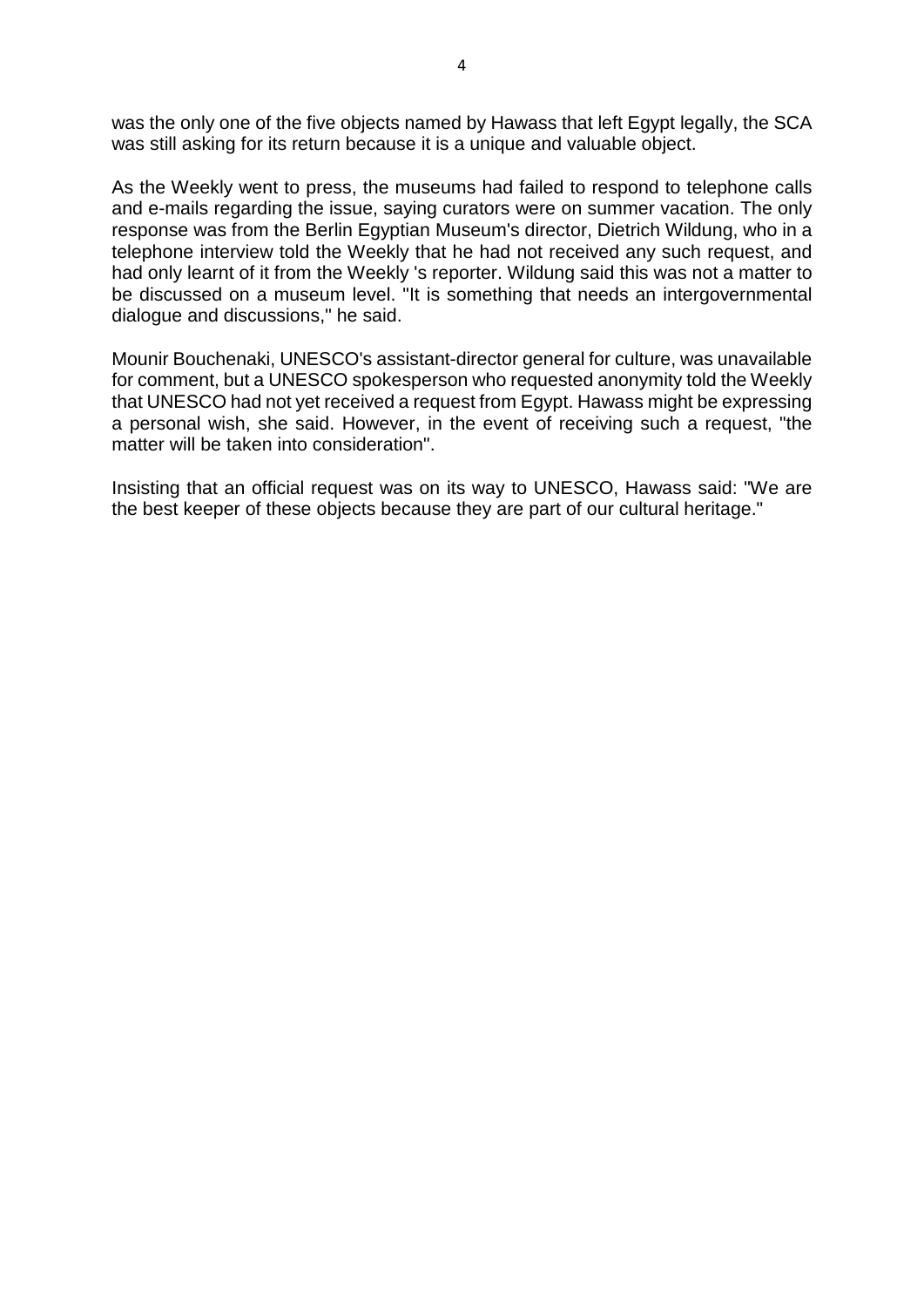was the only one of the five objects named by Hawass that left Egypt legally, the SCA was still asking for its return because it is a unique and valuable object.

As the Weekly went to press, the museums had failed to respond to telephone calls and e-mails regarding the issue, saying curators were on summer vacation. The only response was from the Berlin Egyptian Museum's director, Dietrich Wildung, who in a telephone interview told the Weekly that he had not received any such request, and had only learnt of it from the Weekly 's reporter. Wildung said this was not a matter to be discussed on a museum level. "It is something that needs an intergovernmental dialogue and discussions," he said.

Mounir Bouchenaki, UNESCO's assistant-director general for culture, was unavailable for comment, but a UNESCO spokesperson who requested anonymity told the Weekly that UNESCO had not yet received a request from Egypt. Hawass might be expressing a personal wish, she said. However, in the event of receiving such a request, "the matter will be taken into consideration".

Insisting that an official request was on its way to UNESCO, Hawass said: "We are the best keeper of these objects because they are part of our cultural heritage."